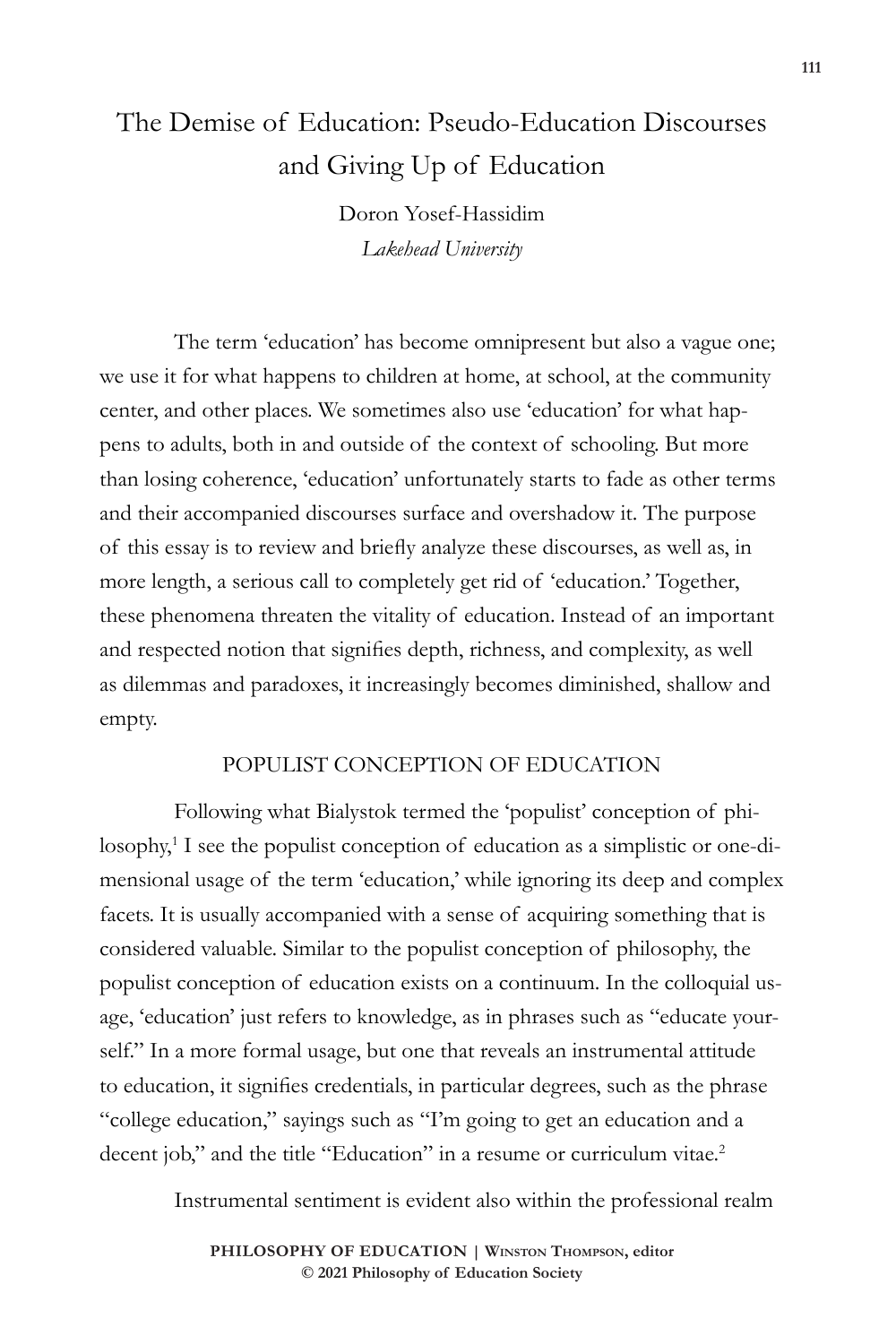# The Demise of Education: Pseudo-Education Discourses and Giving Up of Education

Doron Yosef-Hassidim
*Lakehead University*

The term 'education' has become omnipresent but also a vague one; we use it for what happens to children at home, at school, at the community center, and other places. We sometimes also use 'education' for what happens to adults, both in and outside of the context of schooling. But more than losing coherence, 'education' unfortunately starts to fade as other terms and their accompanied discourses surface and overshadow it. The purpose of this essay is to review and briefly analyze these discourses, as well as, in more length, a serious call to completely get rid of 'education.' Together, these phenomena threaten the vitality of education. Instead of an important and respected notion that signifies depth, richness, and complexity, as well as dilemmas and paradoxes, it increasingly becomes diminished, shallow and empty.

## POPULIST CONCEPTION OF EDUCATION

Following what Bialystok termed the 'populist' conception of philosophy,[1] I see the populist conception of education as a simplistic or one-dimensional usage of the term 'education,' while ignoring its deep and complex facets. It is usually accompanied with a sense of acquiring something that is considered valuable. Similar to the populist conception of philosophy, the populist conception of education exists on a continuum. In the colloquial usage, 'education' just refers to knowledge, as in phrases such as "educate yourself." In a more formal usage, but one that reveals an instrumental attitude to education, it signifies credentials, in particular degrees, such as the phrase "college education," sayings such as "I'm going to get an education and a decent job," and the title "Education" in a resume or curriculum vitae.[2]

Instrumental sentiment is evident also within the professional realm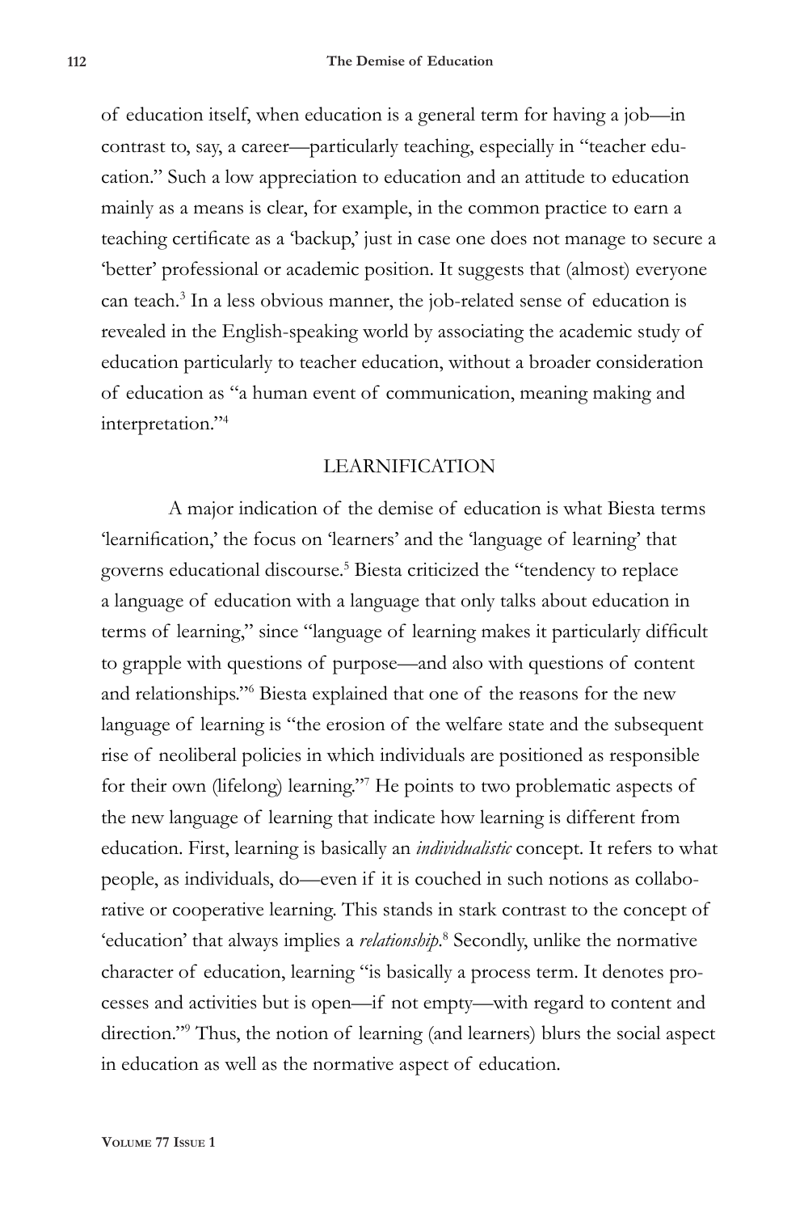of education itself, when education is a general term for having a job—in contrast to, say, a career—particularly teaching, especially in "teacher education." Such a low appreciation to education and an attitude to education mainly as a means is clear, for example, in the common practice to earn a teaching certificate as a 'backup,' just in case one does not manage to secure a 'better' professional or academic position. It suggests that (almost) everyone can teach.[3] In a less obvious manner, the job-related sense of education is revealed in the English-speaking world by associating the academic study of education particularly to teacher education, without a broader consideration of education as "a human event of communication, meaning making and interpretation."[4]

## LEARNIFICATION

A major indication of the demise of education is what Biesta terms 'learnification,' the focus on 'learners' and the 'language of learning' that governs educational discourse.[5] Biesta criticized the "tendency to replace a language of education with a language that only talks about education in terms of learning," since "language of learning makes it particularly difficult to grapple with questions of purpose—and also with questions of content and relationships."[6] Biesta explained that one of the reasons for the new language of learning is "the erosion of the welfare state and the subsequent rise of neoliberal policies in which individuals are positioned as responsible for their own (lifelong) learning."[7] He points to two problematic aspects of the new language of learning that indicate how learning is different from education. First, learning is basically an *individualistic* concept. It refers to what people, as individuals, do—even if it is couched in such notions as collaborative or cooperative learning. This stands in stark contrast to the concept of 'education' that always implies a *relationship*.[8] Secondly, unlike the normative character of education, learning "is basically a process term. It denotes processes and activities but is open—if not empty—with regard to content and direction."[9] Thus, the notion of learning (and learners) blurs the social aspect in education as well as the normative aspect of education.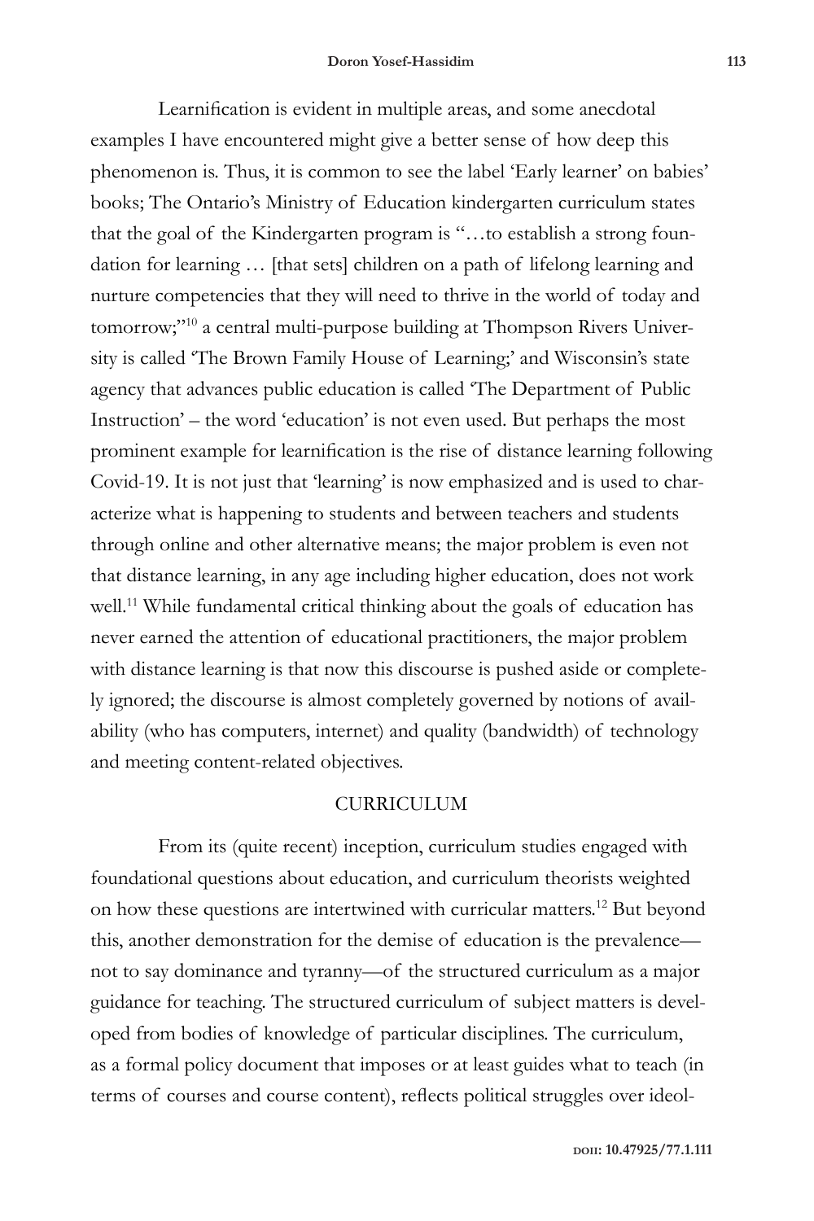Learnification is evident in multiple areas, and some anecdotal examples I have encountered might give a better sense of how deep this phenomenon is. Thus, it is common to see the label 'Early learner' on babies' books; The Ontario's Ministry of Education kindergarten curriculum states that the goal of the Kindergarten program is "…to establish a strong foundation for learning … [that sets] children on a path of lifelong learning and nurture competencies that they will need to thrive in the world of today and tomorrow;"[10] a central multi-purpose building at Thompson Rivers University is called 'The Brown Family House of Learning;' and Wisconsin's state agency that advances public education is called 'The Department of Public Instruction' – the word 'education' is not even used. But perhaps the most prominent example for learnification is the rise of distance learning following Covid-19. It is not just that 'learning' is now emphasized and is used to characterize what is happening to students and between teachers and students through online and other alternative means; the major problem is even not that distance learning, in any age including higher education, does not work well.[11] While fundamental critical thinking about the goals of education has never earned the attention of educational practitioners, the major problem with distance learning is that now this discourse is pushed aside or completely ignored; the discourse is almost completely governed by notions of availability (who has computers, internet) and quality (bandwidth) of technology and meeting content-related objectives.

## CURRICULUM

From its (quite recent) inception, curriculum studies engaged with foundational questions about education, and curriculum theorists weighted on how these questions are intertwined with curricular matters.[12] But beyond this, another demonstration for the demise of education is the prevalence—not to say dominance and tyranny—of the structured curriculum as a major guidance for teaching. The structured curriculum of subject matters is developed from bodies of knowledge of particular disciplines. The curriculum, as a formal policy document that imposes or at least guides what to teach (in terms of courses and course content), reflects political struggles over ideol-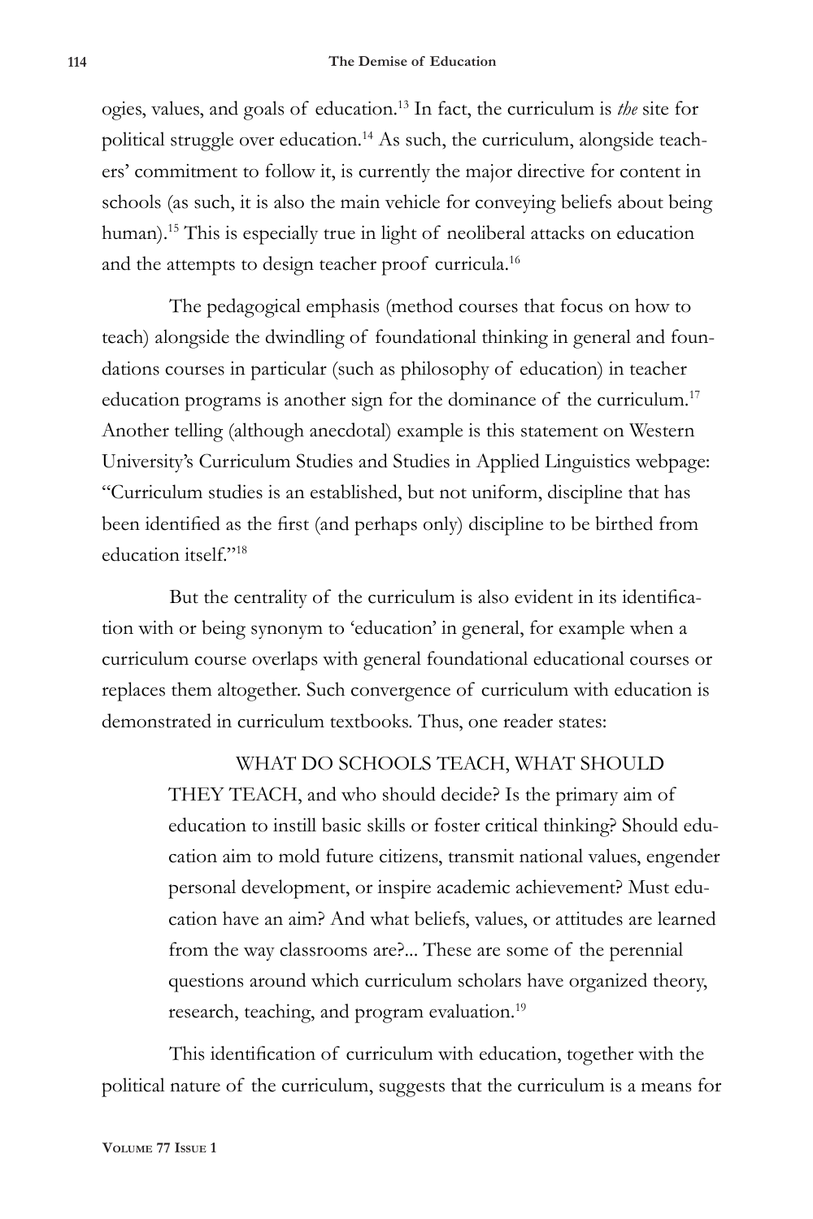ogies, values, and goals of education.[13] In fact, the curriculum is *the* site for political struggle over education.[14] As such, the curriculum, alongside teachers' commitment to follow it, is currently the major directive for content in schools (as such, it is also the main vehicle for conveying beliefs about being human).[15] This is especially true in light of neoliberal attacks on education and the attempts to design teacher proof curricula.[16]

The pedagogical emphasis (method courses that focus on how to teach) alongside the dwindling of foundational thinking in general and foundations courses in particular (such as philosophy of education) in teacher education programs is another sign for the dominance of the curriculum.[17] Another telling (although anecdotal) example is this statement on Western University's Curriculum Studies and Studies in Applied Linguistics webpage: "Curriculum studies is an established, but not uniform, discipline that has been identified as the first (and perhaps only) discipline to be birthed from education itself."[18]

But the centrality of the curriculum is also evident in its identification with or being synonym to 'education' in general, for example when a curriculum course overlaps with general foundational educational courses or replaces them altogether. Such convergence of curriculum with education is demonstrated in curriculum textbooks. Thus, one reader states:

> WHAT DO SCHOOLS TEACH, WHAT SHOULD THEY TEACH, and who should decide? Is the primary aim of education to instill basic skills or foster critical thinking? Should education aim to mold future citizens, transmit national values, engender personal development, or inspire academic achievement? Must education have an aim? And what beliefs, values, or attitudes are learned from the way classrooms are?... These are some of the perennial questions around which curriculum scholars have organized theory, research, teaching, and program evaluation.[19]

This identification of curriculum with education, together with the political nature of the curriculum, suggests that the curriculum is a means for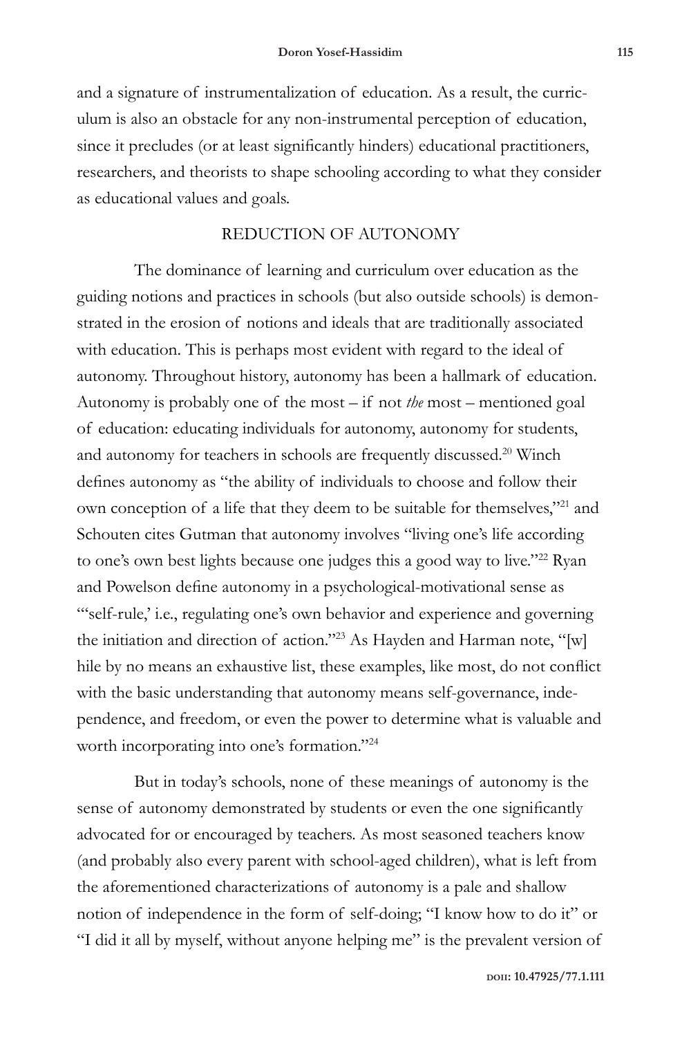and a signature of instrumentalization of education. As a result, the curriculum is also an obstacle for any non-instrumental perception of education, since it precludes (or at least significantly hinders) educational practitioners, researchers, and theorists to shape schooling according to what they consider as educational values and goals.

## REDUCTION OF AUTONOMY

The dominance of learning and curriculum over education as the guiding notions and practices in schools (but also outside schools) is demonstrated in the erosion of notions and ideals that are traditionally associated with education. This is perhaps most evident with regard to the ideal of autonomy. Throughout history, autonomy has been a hallmark of education. Autonomy is probably one of the most – if not *the* most – mentioned goal of education: educating individuals for autonomy, autonomy for students, and autonomy for teachers in schools are frequently discussed.[20] Winch defines autonomy as "the ability of individuals to choose and follow their own conception of a life that they deem to be suitable for themselves,"[21] and Schouten cites Gutman that autonomy involves "living one's life according to one's own best lights because one judges this a good way to live."[22] Ryan and Powelson define autonomy in a psychological-motivational sense as "'self-rule,' i.e., regulating one's own behavior and experience and governing the initiation and direction of action."[23] As Hayden and Harman note, "[w]hile by no means an exhaustive list, these examples, like most, do not conflict with the basic understanding that autonomy means self-governance, independence, and freedom, or even the power to determine what is valuable and worth incorporating into one's formation."[24]

But in today's schools, none of these meanings of autonomy is the sense of autonomy demonstrated by students or even the one significantly advocated for or encouraged by teachers. As most seasoned teachers know (and probably also every parent with school-aged children), what is left from the aforementioned characterizations of autonomy is a pale and shallow notion of independence in the form of self-doing; "I know how to do it" or "I did it all by myself, without anyone helping me" is the prevalent version of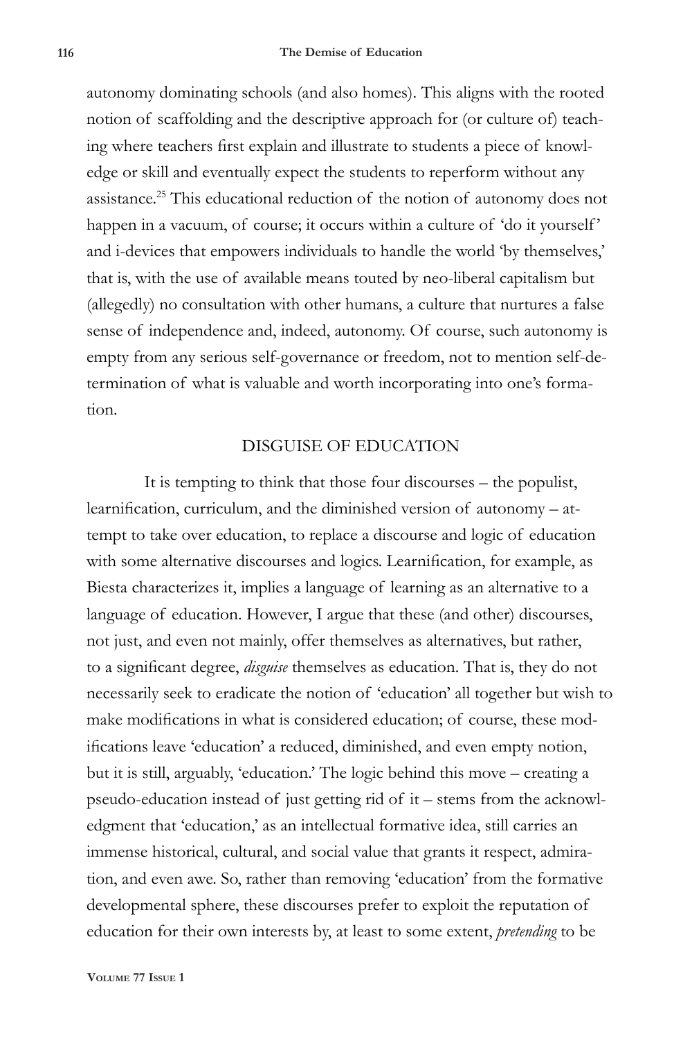autonomy dominating schools (and also homes). This aligns with the rooted notion of scaffolding and the descriptive approach for (or culture of) teaching where teachers first explain and illustrate to students a piece of knowledge or skill and eventually expect the students to reperform without any assistance.[25] This educational reduction of the notion of autonomy does not happen in a vacuum, of course; it occurs within a culture of 'do it yourself' and i-devices that empowers individuals to handle the world 'by themselves,' that is, with the use of available means touted by neo-liberal capitalism but (allegedly) no consultation with other humans, a culture that nurtures a false sense of independence and, indeed, autonomy. Of course, such autonomy is empty from any serious self-governance or freedom, not to mention self-determination of what is valuable and worth incorporating into one's formation.

## DISGUISE OF EDUCATION

It is tempting to think that those four discourses – the populist, learnification, curriculum, and the diminished version of autonomy – attempt to take over education, to replace a discourse and logic of education with some alternative discourses and logics. Learnification, for example, as Biesta characterizes it, implies a language of learning as an alternative to a language of education. However, I argue that these (and other) discourses, not just, and even not mainly, offer themselves as alternatives, but rather, to a significant degree, *disguise* themselves as education. That is, they do not necessarily seek to eradicate the notion of 'education' all together but wish to make modifications in what is considered education; of course, these modifications leave 'education' a reduced, diminished, and even empty notion, but it is still, arguably, 'education.' The logic behind this move – creating a pseudo-education instead of just getting rid of it – stems from the acknowledgment that 'education,' as an intellectual formative idea, still carries an immense historical, cultural, and social value that grants it respect, admiration, and even awe. So, rather than removing 'education' from the formative developmental sphere, these discourses prefer to exploit the reputation of education for their own interests by, at least to some extent, *pretending* to be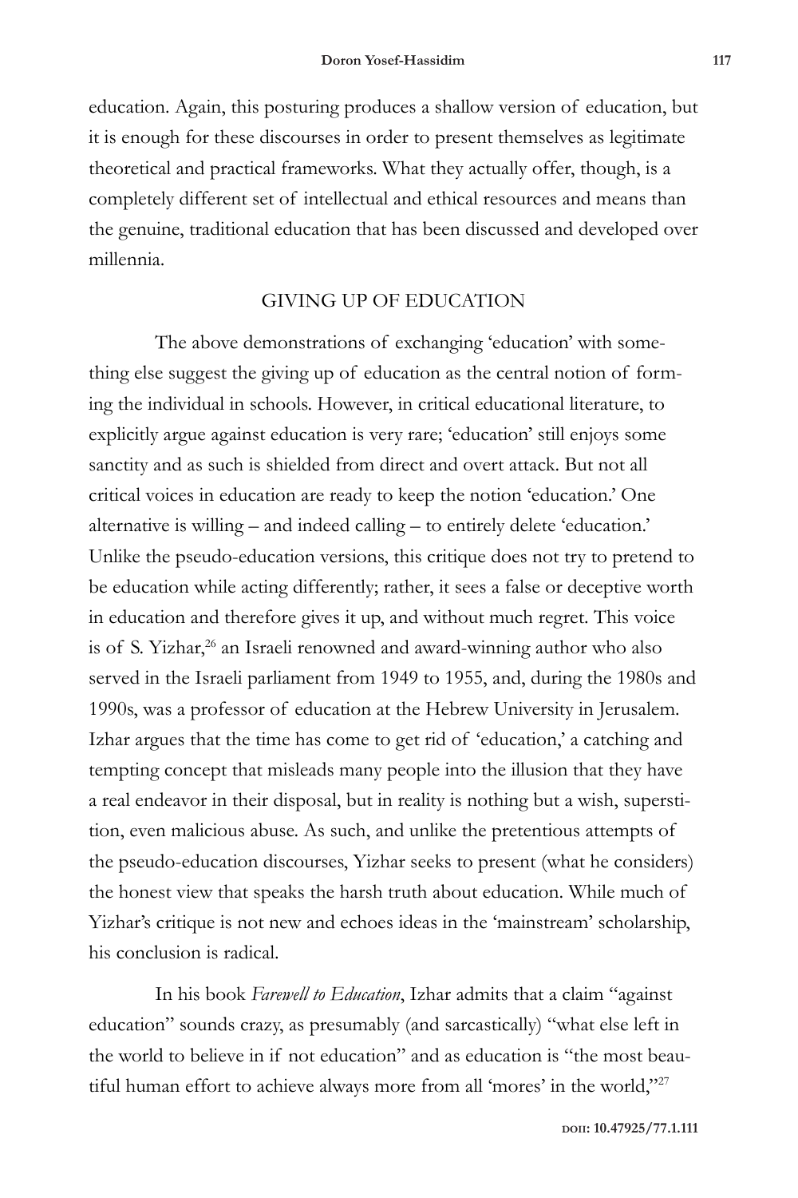education. Again, this posturing produces a shallow version of education, but it is enough for these discourses in order to present themselves as legitimate theoretical and practical frameworks. What they actually offer, though, is a completely different set of intellectual and ethical resources and means than the genuine, traditional education that has been discussed and developed over millennia.

## GIVING UP OF EDUCATION

The above demonstrations of exchanging 'education' with something else suggest the giving up of education as the central notion of forming the individual in schools. However, in critical educational literature, to explicitly argue against education is very rare; 'education' still enjoys some sanctity and as such is shielded from direct and overt attack. But not all critical voices in education are ready to keep the notion 'education.' One alternative is willing – and indeed calling – to entirely delete 'education.' Unlike the pseudo-education versions, this critique does not try to pretend to be education while acting differently; rather, it sees a false or deceptive worth in education and therefore gives it up, and without much regret. This voice is of S. Yizhar,[26] an Israeli renowned and award-winning author who also served in the Israeli parliament from 1949 to 1955, and, during the 1980s and 1990s, was a professor of education at the Hebrew University in Jerusalem. Izhar argues that the time has come to get rid of 'education,' a catching and tempting concept that misleads many people into the illusion that they have a real endeavor in their disposal, but in reality is nothing but a wish, superstition, even malicious abuse. As such, and unlike the pretentious attempts of the pseudo-education discourses, Yizhar seeks to present (what he considers) the honest view that speaks the harsh truth about education. While much of Yizhar's critique is not new and echoes ideas in the 'mainstream' scholarship, his conclusion is radical.

In his book *Farewell to Education*, Izhar admits that a claim "against education" sounds crazy, as presumably (and sarcastically) "what else left in the world to believe in if not education" and as education is "the most beautiful human effort to achieve always more from all 'mores' in the world,"[27]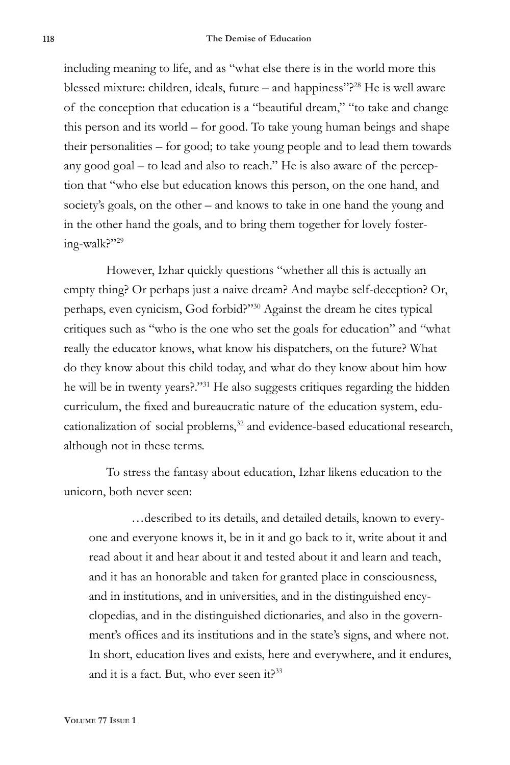including meaning to life, and as "what else there is in the world more this blessed mixture: children, ideals, future – and happiness"?[28] He is well aware of the conception that education is a "beautiful dream," "to take and change this person and its world – for good. To take young human beings and shape their personalities – for good; to take young people and to lead them towards any good goal – to lead and also to reach." He is also aware of the perception that "who else but education knows this person, on the one hand, and society's goals, on the other – and knows to take in one hand the young and in the other hand the goals, and to bring them together for lovely fostering-walk?"[29]

However, Izhar quickly questions "whether all this is actually an empty thing? Or perhaps just a naive dream? And maybe self-deception? Or, perhaps, even cynicism, God forbid?"[30] Against the dream he cites typical critiques such as "who is the one who set the goals for education" and "what really the educator knows, what know his dispatchers, on the future? What do they know about this child today, and what do they know about him how he will be in twenty years?."[31] He also suggests critiques regarding the hidden curriculum, the fixed and bureaucratic nature of the education system, educationalization of social problems,[32] and evidence-based educational research, although not in these terms.

To stress the fantasy about education, Izhar likens education to the unicorn, both never seen:

> …described to its details, and detailed details, known to everyone and everyone knows it, be in it and go back to it, write about it and read about it and hear about it and tested about it and learn and teach, and it has an honorable and taken for granted place in consciousness, and in institutions, and in universities, and in the distinguished encyclopedias, and in the distinguished dictionaries, and also in the government's offices and its institutions and in the state's signs, and where not. In short, education lives and exists, here and everywhere, and it endures, and it is a fact. But, who ever seen it?[33]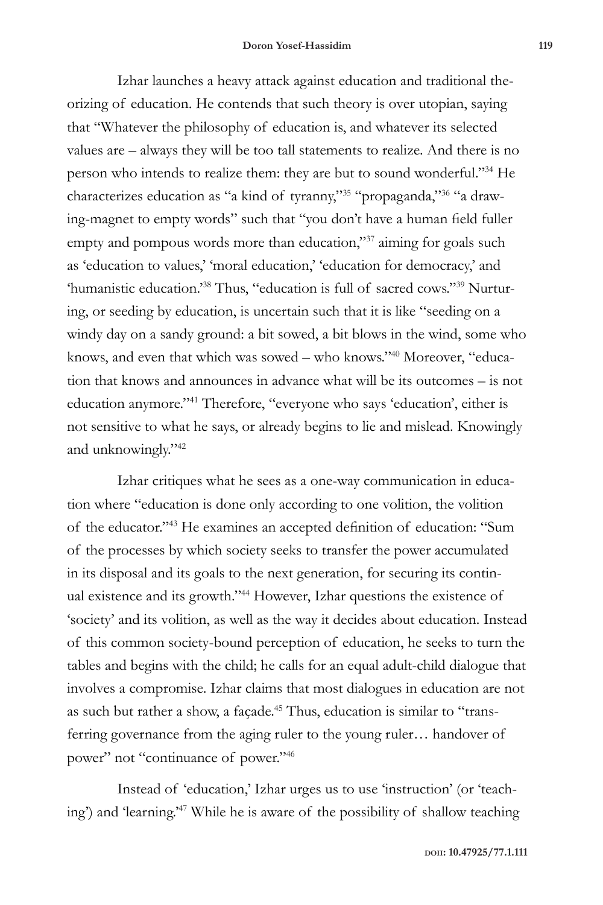Izhar launches a heavy attack against education and traditional theorizing of education. He contends that such theory is over utopian, saying that "Whatever the philosophy of education is, and whatever its selected values are – always they will be too tall statements to realize. And there is no person who intends to realize them: they are but to sound wonderful."[34] He characterizes education as "a kind of tyranny,"[35] "propaganda,"[36] "a drawing-magnet to empty words" such that "you don't have a human field fuller empty and pompous words more than education,"[37] aiming for goals such as 'education to values,' 'moral education,' 'education for democracy,' and 'humanistic education.'[38] Thus, "education is full of sacred cows."[39] Nurturing, or seeding by education, is uncertain such that it is like "seeding on a windy day on a sandy ground: a bit sowed, a bit blows in the wind, some who knows, and even that which was sowed – who knows."[40] Moreover, "education that knows and announces in advance what will be its outcomes – is not education anymore."[41] Therefore, "everyone who says 'education', either is not sensitive to what he says, or already begins to lie and mislead. Knowingly and unknowingly."[42]

Izhar critiques what he sees as a one-way communication in education where "education is done only according to one volition, the volition of the educator."[43] He examines an accepted definition of education: "Sum of the processes by which society seeks to transfer the power accumulated in its disposal and its goals to the next generation, for securing its continual existence and its growth."[44] However, Izhar questions the existence of 'society' and its volition, as well as the way it decides about education. Instead of this common society-bound perception of education, he seeks to turn the tables and begins with the child; he calls for an equal adult-child dialogue that involves a compromise. Izhar claims that most dialogues in education are not as such but rather a show, a façade.[45] Thus, education is similar to "transferring governance from the aging ruler to the young ruler… handover of power" not "continuance of power."[46]

Instead of 'education,' Izhar urges us to use 'instruction' (or 'teaching') and 'learning.'[47] While he is aware of the possibility of shallow teaching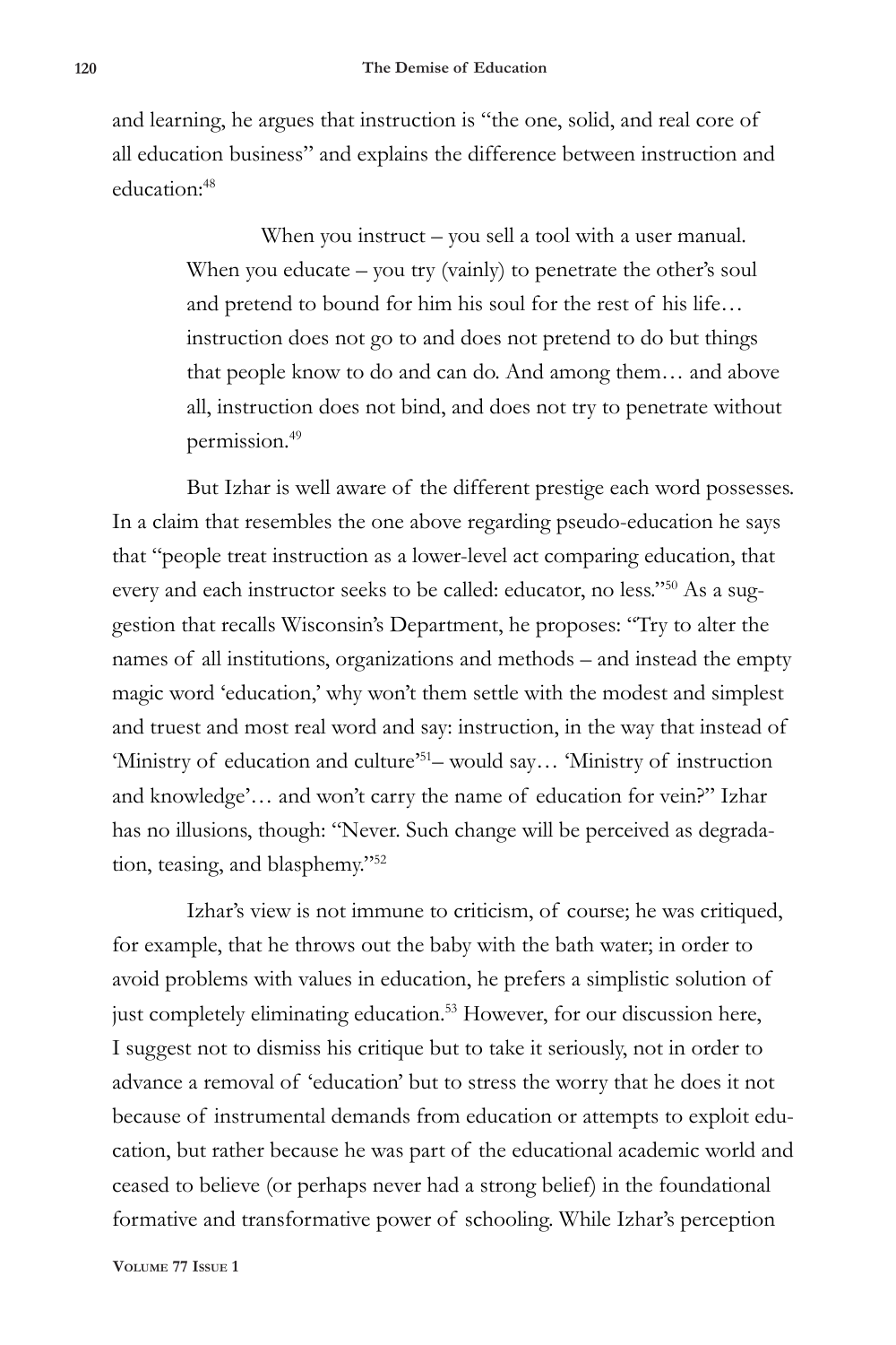and learning, he argues that instruction is "the one, solid, and real core of all education business" and explains the difference between instruction and education:[48]

> When you instruct – you sell a tool with a user manual. When you educate – you try (vainly) to penetrate the other's soul and pretend to bound for him his soul for the rest of his life… instruction does not go to and does not pretend to do but things that people know to do and can do. And among them… and above all, instruction does not bind, and does not try to penetrate without permission.[49]

But Izhar is well aware of the different prestige each word possesses. In a claim that resembles the one above regarding pseudo-education he says that "people treat instruction as a lower-level act comparing education, that every and each instructor seeks to be called: educator, no less."[50] As a suggestion that recalls Wisconsin's Department, he proposes: "Try to alter the names of all institutions, organizations and methods – and instead the empty magic word 'education,' why won't them settle with the modest and simplest and truest and most real word and say: instruction, in the way that instead of 'Ministry of education and culture'[51]– would say… 'Ministry of instruction and knowledge'… and won't carry the name of education for vein?" Izhar has no illusions, though: "Never. Such change will be perceived as degradation, teasing, and blasphemy."[52]

Izhar's view is not immune to criticism, of course; he was critiqued, for example, that he throws out the baby with the bath water; in order to avoid problems with values in education, he prefers a simplistic solution of just completely eliminating education.[53] However, for our discussion here, I suggest not to dismiss his critique but to take it seriously, not in order to advance a removal of 'education' but to stress the worry that he does it not because of instrumental demands from education or attempts to exploit education, but rather because he was part of the educational academic world and ceased to believe (or perhaps never had a strong belief) in the foundational formative and transformative power of schooling. While Izhar's perception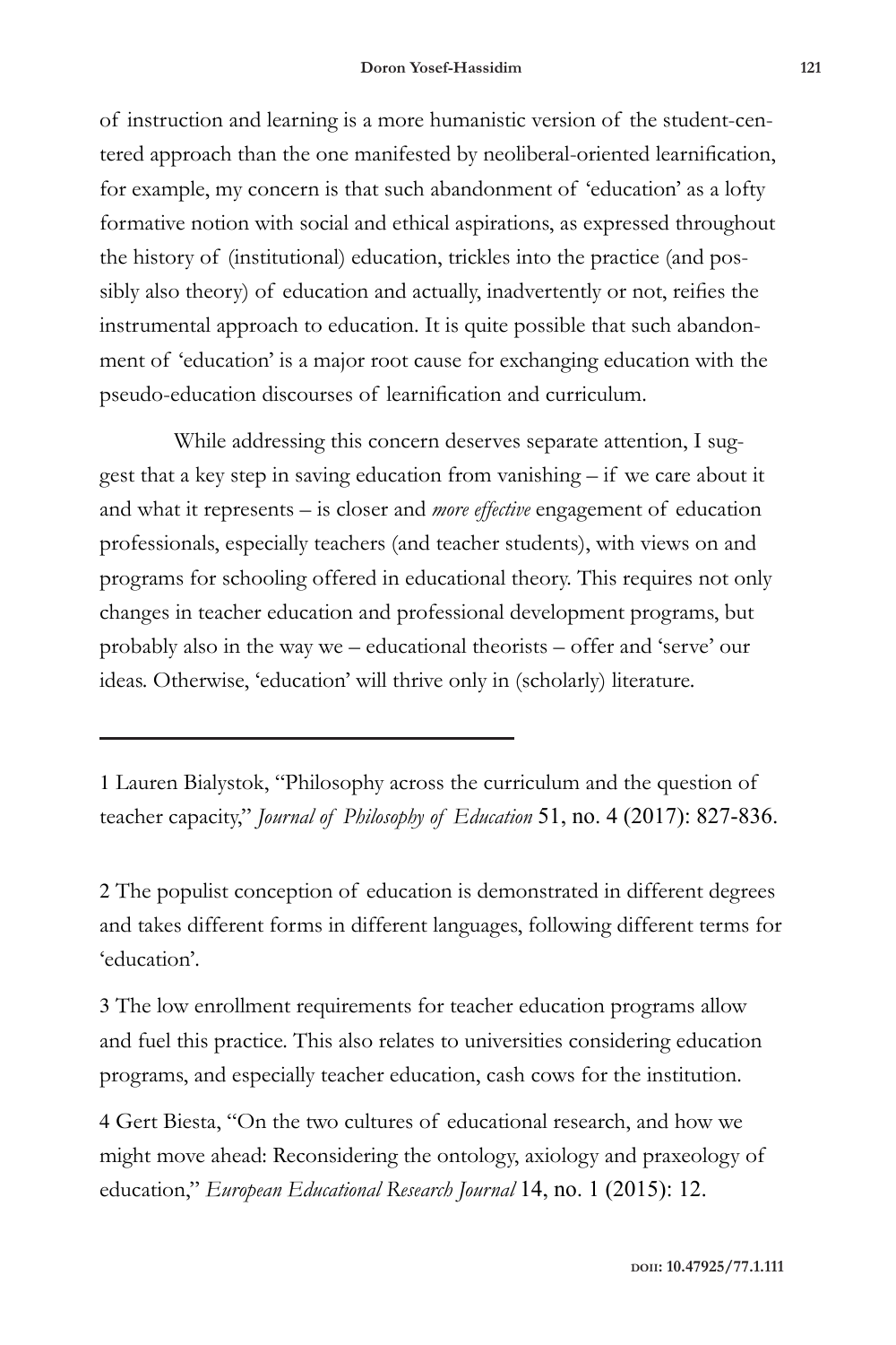of instruction and learning is a more humanistic version of the student-centered approach than the one manifested by neoliberal-oriented learnification, for example, my concern is that such abandonment of 'education' as a lofty formative notion with social and ethical aspirations, as expressed throughout the history of (institutional) education, trickles into the practice (and possibly also theory) of education and actually, inadvertently or not, reifies the instrumental approach to education. It is quite possible that such abandonment of 'education' is a major root cause for exchanging education with the pseudo-education discourses of learnification and curriculum.

While addressing this concern deserves separate attention, I suggest that a key step in saving education from vanishing – if we care about it and what it represents – is closer and *more effective* engagement of education professionals, especially teachers (and teacher students), with views on and programs for schooling offered in educational theory. This requires not only changes in teacher education and professional development programs, but probably also in the way we – educational theorists – offer and 'serve' our ideas. Otherwise, 'education' will thrive only in (scholarly) literature.

---

1 Lauren Bialystok, "Philosophy across the curriculum and the question of teacher capacity," *Journal of Philosophy of Education* 51, no. 4 (2017): 827-836.

2 The populist conception of education is demonstrated in different degrees and takes different forms in different languages, following different terms for 'education'.

3 The low enrollment requirements for teacher education programs allow and fuel this practice. This also relates to universities considering education programs, and especially teacher education, cash cows for the institution.

4 Gert Biesta, "On the two cultures of educational research, and how we might move ahead: Reconsidering the ontology, axiology and praxeology of education," *European Educational Research Journal* 14, no. 1 (2015): 12.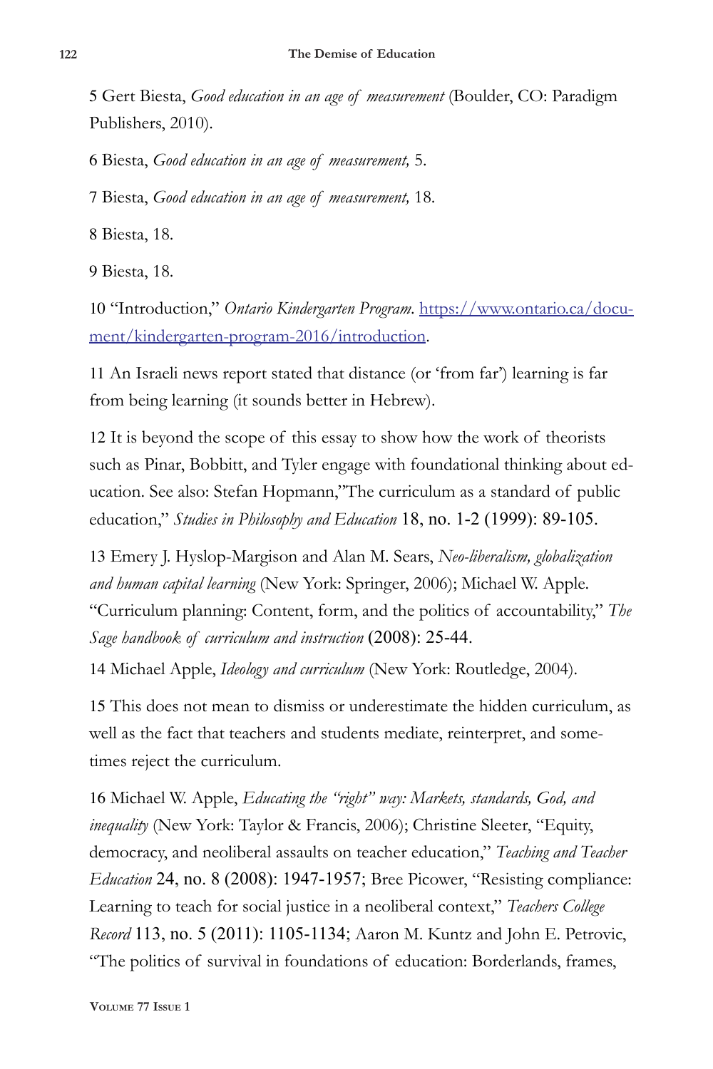5 Gert Biesta, *Good education in an age of measurement* (Boulder, CO: Paradigm Publishers, 2010).

6 Biesta, *Good education in an age of measurement,* 5.

7 Biesta, *Good education in an age of measurement,* 18.

8 Biesta, 18.

9 Biesta, 18.

10 "Introduction," *Ontario Kindergarten Program*. https://www.ontario.ca/document/kindergarten-program-2016/introduction.

11 An Israeli news report stated that distance (or 'from far') learning is far from being learning (it sounds better in Hebrew).

12 It is beyond the scope of this essay to show how the work of theorists such as Pinar, Bobbitt, and Tyler engage with foundational thinking about education. See also: Stefan Hopmann,"The curriculum as a standard of public education," *Studies in Philosophy and Education* 18, no. 1-2 (1999): 89-105.

13 Emery J. Hyslop-Margison and Alan M. Sears, *Neo-liberalism, globalization and human capital learning* (New York: Springer, 2006); Michael W. Apple. "Curriculum planning: Content, form, and the politics of accountability," *The Sage handbook of curriculum and instruction* (2008): 25-44.

14 Michael Apple, *Ideology and curriculum* (New York: Routledge, 2004).

15 This does not mean to dismiss or underestimate the hidden curriculum, as well as the fact that teachers and students mediate, reinterpret, and sometimes reject the curriculum.

16 Michael W. Apple, *Educating the "right" way: Markets, standards, God, and inequality* (New York: Taylor & Francis, 2006); Christine Sleeter, "Equity, democracy, and neoliberal assaults on teacher education," *Teaching and Teacher Education* 24, no. 8 (2008): 1947-1957; Bree Picower, "Resisting compliance: Learning to teach for social justice in a neoliberal context," *Teachers College Record* 113, no. 5 (2011): 1105-1134; Aaron M. Kuntz and John E. Petrovic, "The politics of survival in foundations of education: Borderlands, frames,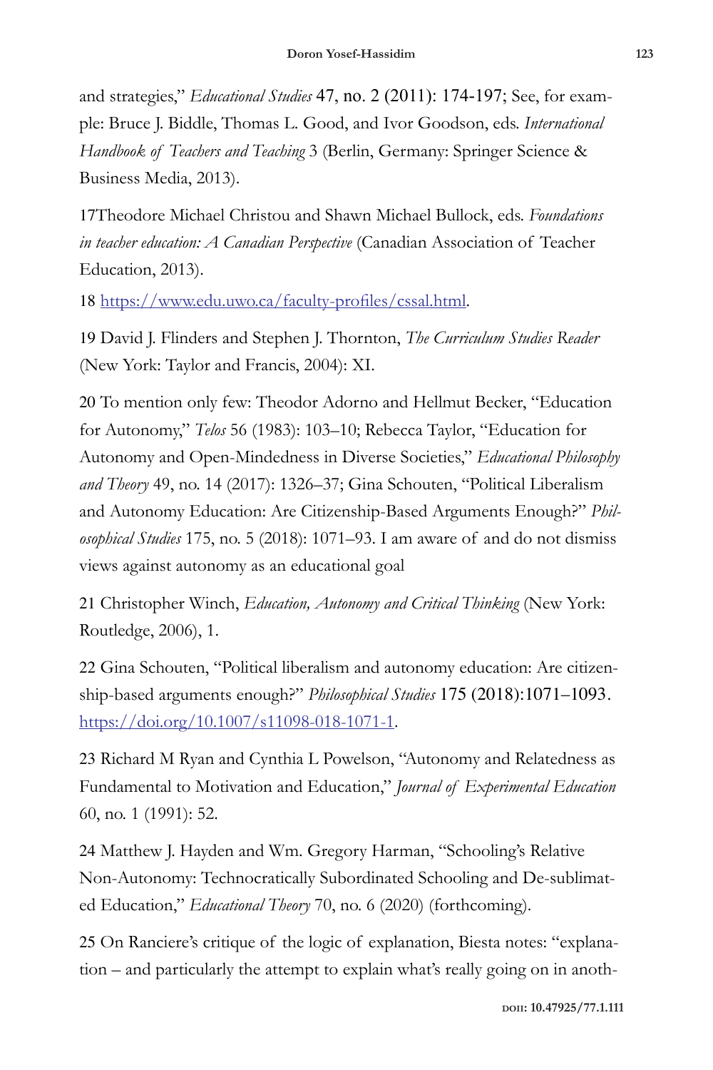and strategies," *Educational Studies* 47, no. 2 (2011): 174-197; See, for example: Bruce J. Biddle, Thomas L. Good, and Ivor Goodson, eds. *International Handbook of Teachers and Teaching* 3 (Berlin, Germany: Springer Science & Business Media, 2013).

17Theodore Michael Christou and Shawn Michael Bullock, eds. *Foundations in teacher education: A Canadian Perspective* (Canadian Association of Teacher Education, 2013).

18 [https://www.edu.uwo.ca/faculty-profiles/cssal.html](https://www.edu.uwo.ca/faculty-profiles/cssal.html).

19 David J. Flinders and Stephen J. Thornton, *The Curriculum Studies Reader* (New York: Taylor and Francis, 2004): XI.

20 To mention only few: Theodor Adorno and Hellmut Becker, "Education for Autonomy," *Telos* 56 (1983): 103–10; Rebecca Taylor, "Education for Autonomy and Open-Mindedness in Diverse Societies," *Educational Philosophy and Theory* 49, no. 14 (2017): 1326–37; Gina Schouten, "Political Liberalism and Autonomy Education: Are Citizenship-Based Arguments Enough?" *Philosophical Studies* 175, no. 5 (2018): 1071–93. I am aware of and do not dismiss views against autonomy as an educational goal

21 Christopher Winch, *Education, Autonomy and Critical Thinking* (New York: Routledge, 2006), 1.

22 Gina Schouten, "Political liberalism and autonomy education: Are citizenship-based arguments enough?" *Philosophical Studies* 175 (2018):1071–1093. [https://doi.org/10.1007/s11098-018-1071-1](https://doi.org/10.1007/s11098-018-1071-1).

23 Richard M Ryan and Cynthia L Powelson, "Autonomy and Relatedness as Fundamental to Motivation and Education," *Journal of Experimental Education* 60, no. 1 (1991): 52.

24 Matthew J. Hayden and Wm. Gregory Harman, "Schooling's Relative Non-Autonomy: Technocratically Subordinated Schooling and De-sublimated Education," *Educational Theory* 70, no. 6 (2020) (forthcoming).

25 On Ranciere's critique of the logic of explanation, Biesta notes: "explanation – and particularly the attempt to explain what's really going on in anoth-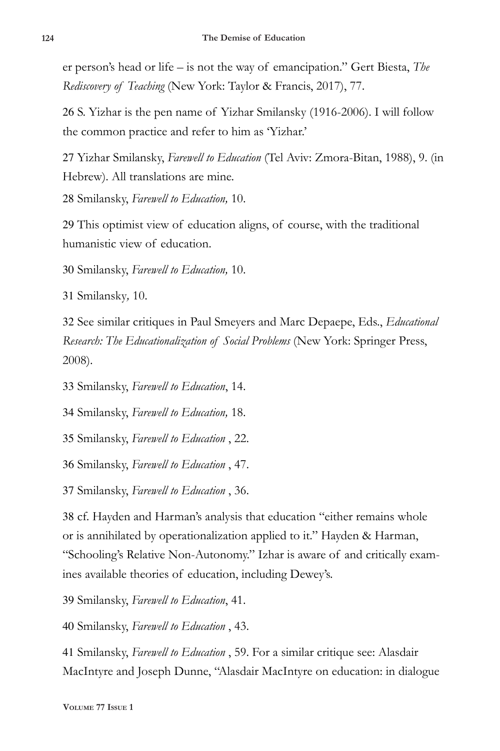er person's head or life – is not the way of emancipation." Gert Biesta, *The Rediscovery of Teaching* (New York: Taylor & Francis, 2017), 77.

26 S. Yizhar is the pen name of Yizhar Smilansky (1916-2006). I will follow the common practice and refer to him as 'Yizhar.'

27 Yizhar Smilansky, *Farewell to Education* (Tel Aviv: Zmora-Bitan, 1988), 9. (in Hebrew). All translations are mine.

28 Smilansky, *Farewell to Education,* 10.

29 This optimist view of education aligns, of course, with the traditional humanistic view of education.

30 Smilansky, *Farewell to Education,* 10.

31 Smilansky*,* 10.

32 See similar critiques in Paul Smeyers and Marc Depaepe, Eds., *Educational Research: The Educationalization of Social Problems* (New York: Springer Press, 2008).

33 Smilansky, *Farewell to Education*, 14.

34 Smilansky, *Farewell to Education,* 18.

35 Smilansky, *Farewell to Education* , 22.

36 Smilansky, *Farewell to Education* , 47.

37 Smilansky, *Farewell to Education* , 36.

38 cf. Hayden and Harman's analysis that education "either remains whole or is annihilated by operationalization applied to it." Hayden & Harman, "Schooling's Relative Non-Autonomy." Izhar is aware of and critically examines available theories of education, including Dewey's.

39 Smilansky, *Farewell to Education*, 41.

40 Smilansky, *Farewell to Education* , 43.

41 Smilansky, *Farewell to Education* , 59. For a similar critique see: Alasdair MacIntyre and Joseph Dunne, "Alasdair MacIntyre on education: in dialogue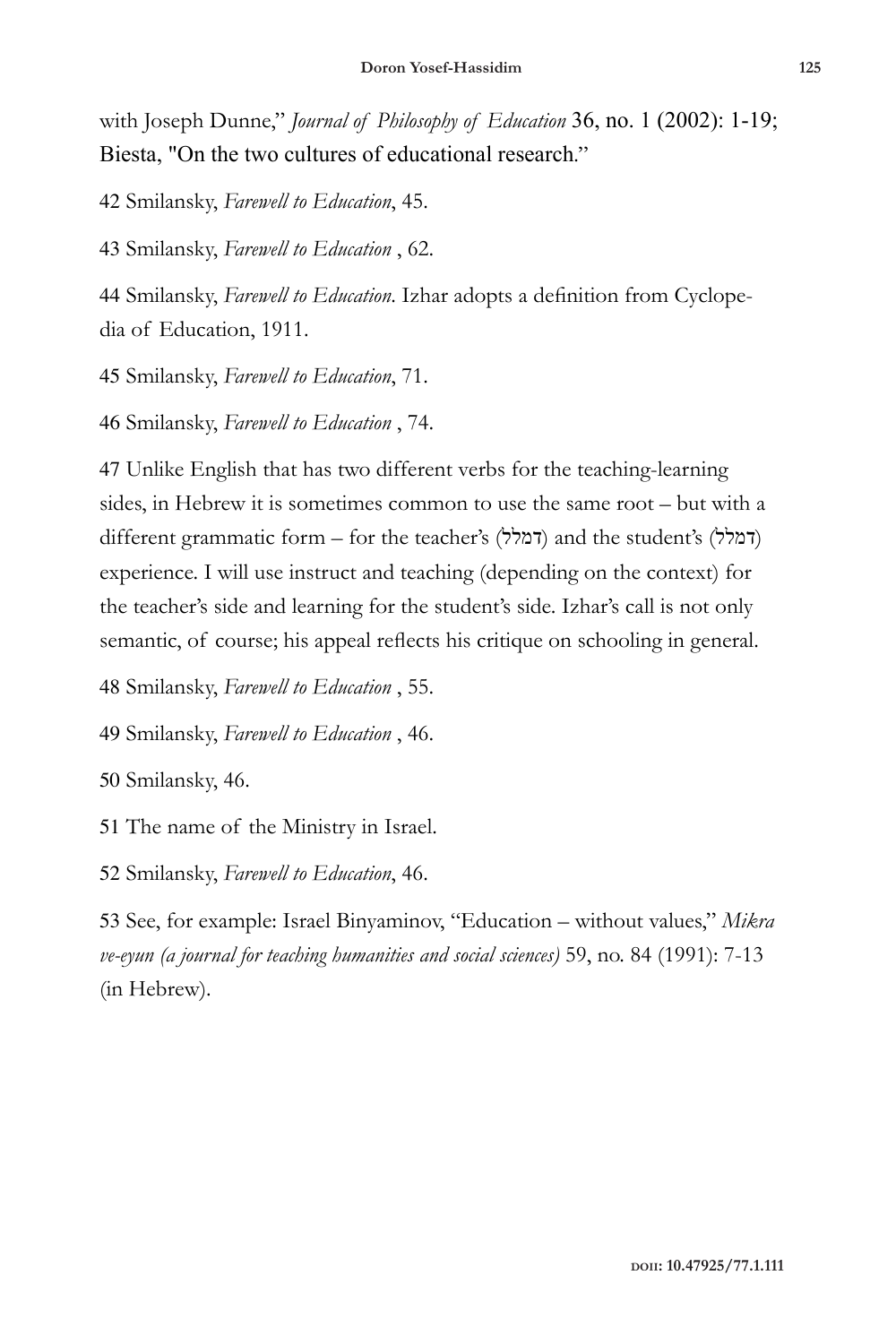with Joseph Dunne," *Journal of Philosophy of Education* 36, no. 1 (2002): 1-19; Biesta, "On the two cultures of educational research."

42 Smilansky, *Farewell to Education*, 45.

43 Smilansky, *Farewell to Education* , 62.

44 Smilansky, *Farewell to Education*. Izhar adopts a definition from Cyclopedia of Education, 1911.

45 Smilansky, *Farewell to Education*, 71.

46 Smilansky, *Farewell to Education* , 74.

47 Unlike English that has two different verbs for the teaching-learning sides, in Hebrew it is sometimes common to use the same root – but with a different grammatic form – for the teacher's (דמלל) and the student's (דמלל) experience. I will use instruct and teaching (depending on the context) for the teacher's side and learning for the student's side. Izhar's call is not only semantic, of course; his appeal reflects his critique on schooling in general.

48 Smilansky, *Farewell to Education* , 55.

49 Smilansky, *Farewell to Education* , 46.

50 Smilansky, 46.

51 The name of the Ministry in Israel.

52 Smilansky, *Farewell to Education*, 46.

53 See, for example: Israel Binyaminov, "Education – without values," *Mikra ve-eyun (a journal for teaching humanities and social sciences)* 59, no. 84 (1991): 7-13 (in Hebrew).